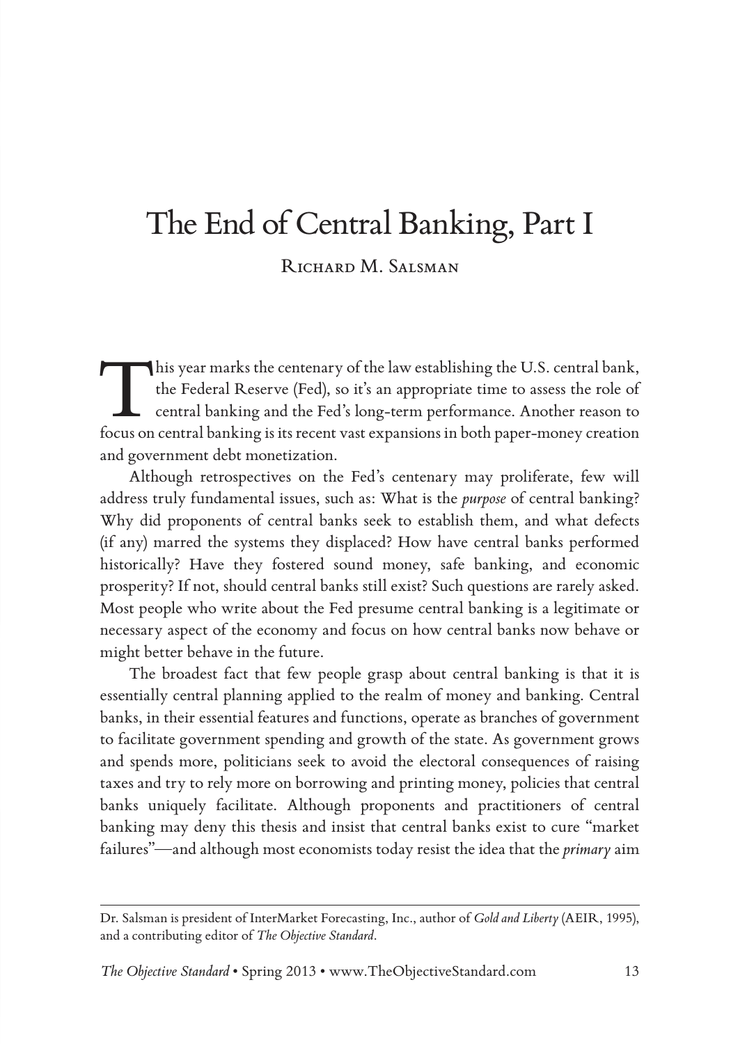# The End of Central Banking, Part I

Richard M. Salsman

This year marks the centenary of the law establishing the U.S. central bank, the Federal Reserve (Fed), so it's an appropriate time to assess the role of central banking and the Fed's long-term performance. Another reason to focus on central banking is its recent vast expansions in both paper-money creation and government debt monetization.

Although retrospectives on the Fed's centenary may proliferate, few will address truly fundamental issues, such as: What is the *purpose* of central banking? Why did proponents of central banks seek to establish them, and what defects (if any) marred the systems they displaced? How have central banks performed historically? Have they fostered sound money, safe banking, and economic prosperity? If not, should central banks still exist? Such questions are rarely asked. Most people who write about the Fed presume central banking is a legitimate or necessary aspect of the economy and focus on how central banks now behave or might better behave in the future.

The broadest fact that few people grasp about central banking is that it is essentially central planning applied to the realm of money and banking. Central banks, in their essential features and functions, operate as branches of government to facilitate government spending and growth of the state. As government grows and spends more, politicians seek to avoid the electoral consequences of raising taxes and try to rely more on borrowing and printing money, policies that central banks uniquely facilitate. Although proponents and practitioners of central banking may deny this thesis and insist that central banks exist to cure "market failures"—and although most economists today resist the idea that the *primary* aim

---

Dr. Salsman is president of InterMarket Forecasting, Inc., author of *Gold and Liberty* (AEIR, 1995), and a contributing editor of *The Objective Standard*.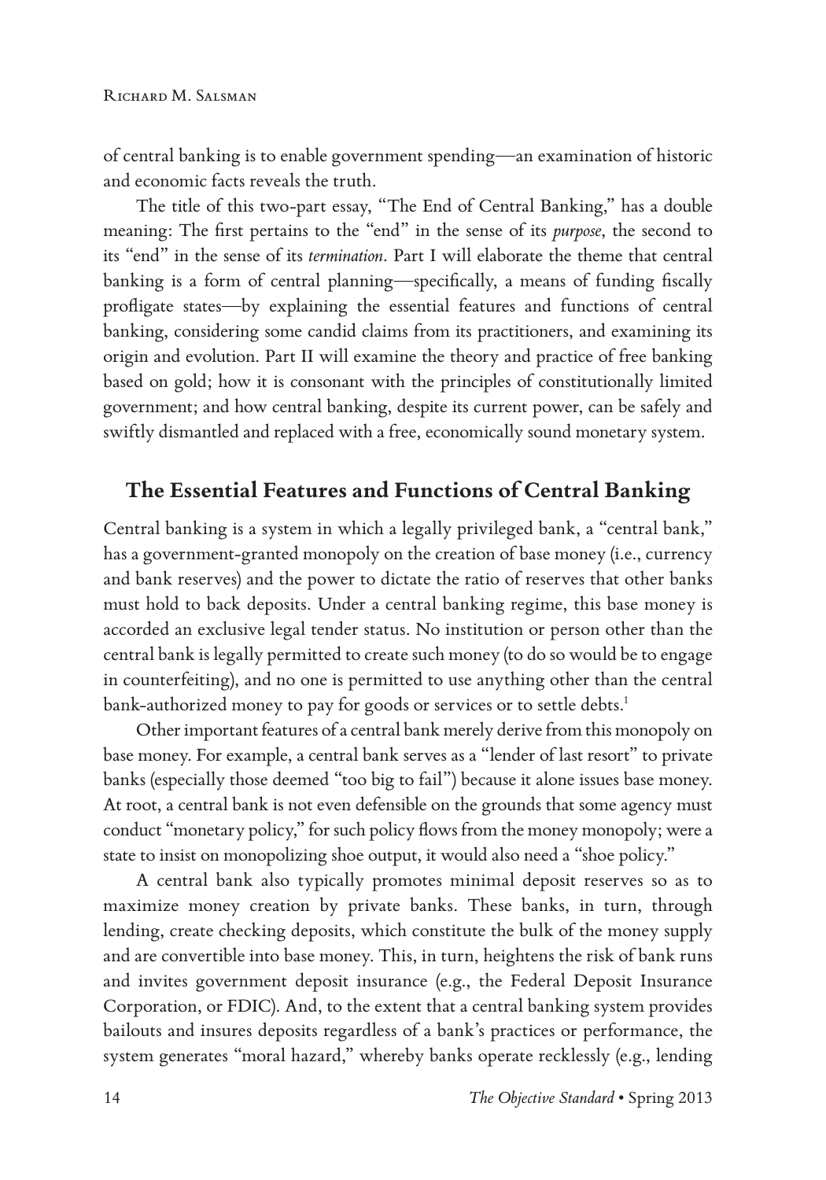of central banking is to enable government spending—an examination of historic and economic facts reveals the truth.

The title of this two-part essay, "The End of Central Banking," has a double meaning: The first pertains to the "end" in the sense of its *purpose*, the second to its "end" in the sense of its *termination*. Part I will elaborate the theme that central banking is a form of central planning—specifically, a means of funding fiscally profligate states—by explaining the essential features and functions of central banking, considering some candid claims from its practitioners, and examining its origin and evolution. Part II will examine the theory and practice of free banking based on gold; how it is consonant with the principles of constitutionally limited government; and how central banking, despite its current power, can be safely and swiftly dismantled and replaced with a free, economically sound monetary system.

## The Essential Features and Functions of Central Banking

Central banking is a system in which a legally privileged bank, a "central bank," has a government-granted monopoly on the creation of base money (i.e., currency and bank reserves) and the power to dictate the ratio of reserves that other banks must hold to back deposits. Under a central banking regime, this base money is accorded an exclusive legal tender status. No institution or person other than the central bank is legally permitted to create such money (to do so would be to engage in counterfeiting), and no one is permitted to use anything other than the central bank-authorized money to pay for goods or services or to settle debts.[1]

Other important features of a central bank merely derive from this monopoly on base money. For example, a central bank serves as a "lender of last resort" to private banks (especially those deemed "too big to fail") because it alone issues base money. At root, a central bank is not even defensible on the grounds that some agency must conduct "monetary policy," for such policy flows from the money monopoly; were a state to insist on monopolizing shoe output, it would also need a "shoe policy."

A central bank also typically promotes minimal deposit reserves so as to maximize money creation by private banks. These banks, in turn, through lending, create checking deposits, which constitute the bulk of the money supply and are convertible into base money. This, in turn, heightens the risk of bank runs and invites government deposit insurance (e.g., the Federal Deposit Insurance Corporation, or FDIC). And, to the extent that a central banking system provides bailouts and insures deposits regardless of a bank's practices or performance, the system generates "moral hazard," whereby banks operate recklessly (e.g., lending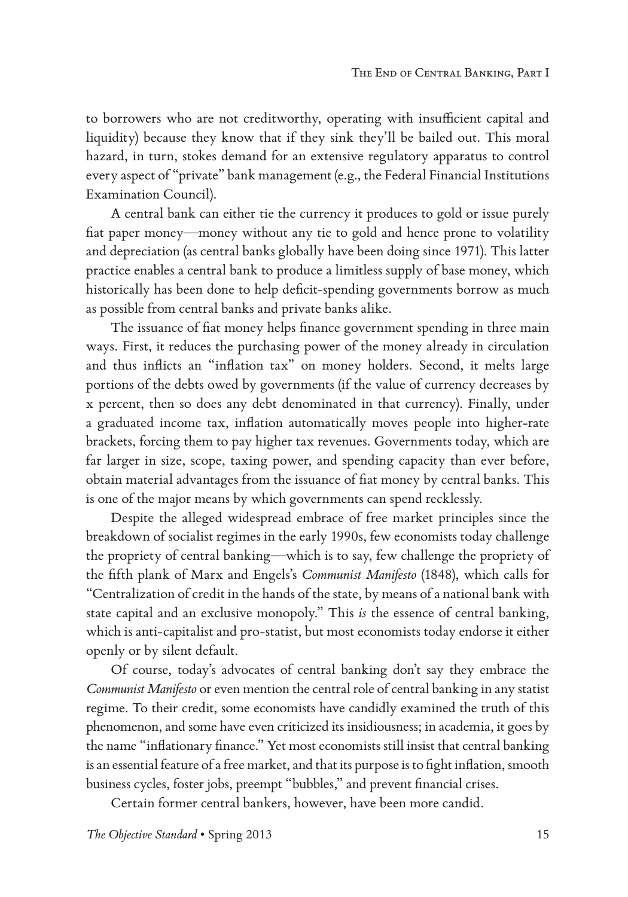to borrowers who are not creditworthy, operating with insufficient capital and liquidity) because they know that if they sink they'll be bailed out. This moral hazard, in turn, stokes demand for an extensive regulatory apparatus to control every aspect of "private" bank management (e.g., the Federal Financial Institutions Examination Council).

A central bank can either tie the currency it produces to gold or issue purely fiat paper money—money without any tie to gold and hence prone to volatility and depreciation (as central banks globally have been doing since 1971). This latter practice enables a central bank to produce a limitless supply of base money, which historically has been done to help deficit-spending governments borrow as much as possible from central banks and private banks alike.

The issuance of fiat money helps finance government spending in three main ways. First, it reduces the purchasing power of the money already in circulation and thus inflicts an "inflation tax" on money holders. Second, it melts large portions of the debts owed by governments (if the value of currency decreases by x percent, then so does any debt denominated in that currency). Finally, under a graduated income tax, inflation automatically moves people into higher-rate brackets, forcing them to pay higher tax revenues. Governments today, which are far larger in size, scope, taxing power, and spending capacity than ever before, obtain material advantages from the issuance of fiat money by central banks. This is one of the major means by which governments can spend recklessly.

Despite the alleged widespread embrace of free market principles since the breakdown of socialist regimes in the early 1990s, few economists today challenge the propriety of central banking—which is to say, few challenge the propriety of the fifth plank of Marx and Engels's *Communist Manifesto* (1848), which calls for "Centralization of credit in the hands of the state, by means of a national bank with state capital and an exclusive monopoly." This *is* the essence of central banking, which is anti-capitalist and pro-statist, but most economists today endorse it either openly or by silent default.

Of course, today's advocates of central banking don't say they embrace the *Communist Manifesto* or even mention the central role of central banking in any statist regime. To their credit, some economists have candidly examined the truth of this phenomenon, and some have even criticized its insidiousness; in academia, it goes by the name "inflationary finance." Yet most economists still insist that central banking is an essential feature of a free market, and that its purpose is to fight inflation, smooth business cycles, foster jobs, preempt "bubbles," and prevent financial crises.

Certain former central bankers, however, have been more candid.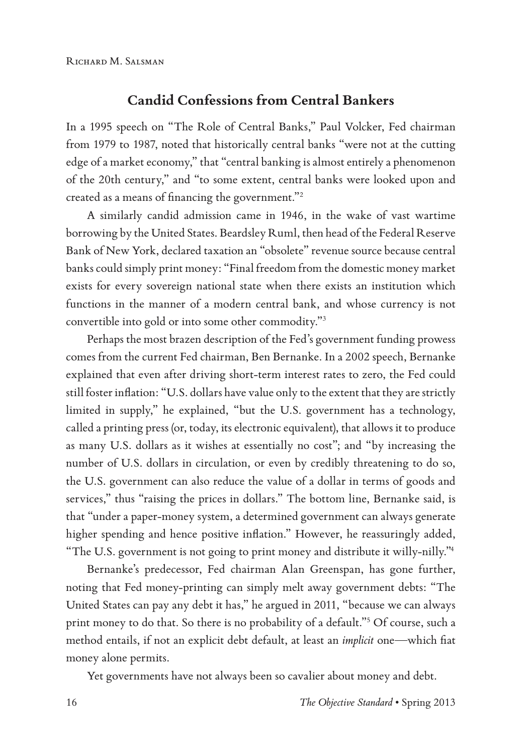## Candid Confessions from Central Bankers

In a 1995 speech on "The Role of Central Banks," Paul Volcker, Fed chairman from 1979 to 1987, noted that historically central banks "were not at the cutting edge of a market economy," that "central banking is almost entirely a phenomenon of the 20th century," and "to some extent, central banks were looked upon and created as a means of financing the government."[2]

A similarly candid admission came in 1946, in the wake of vast wartime borrowing by the United States. Beardsley Ruml, then head of the Federal Reserve Bank of New York, declared taxation an "obsolete" revenue source because central banks could simply print money: "Final freedom from the domestic money market exists for every sovereign national state when there exists an institution which functions in the manner of a modern central bank, and whose currency is not convertible into gold or into some other commodity."[3]

Perhaps the most brazen description of the Fed's government funding prowess comes from the current Fed chairman, Ben Bernanke. In a 2002 speech, Bernanke explained that even after driving short-term interest rates to zero, the Fed could still foster inflation: "U.S. dollars have value only to the extent that they are strictly limited in supply," he explained, "but the U.S. government has a technology, called a printing press (or, today, its electronic equivalent), that allows it to produce as many U.S. dollars as it wishes at essentially no cost"; and "by increasing the number of U.S. dollars in circulation, or even by credibly threatening to do so, the U.S. government can also reduce the value of a dollar in terms of goods and services," thus "raising the prices in dollars." The bottom line, Bernanke said, is that "under a paper-money system, a determined government can always generate higher spending and hence positive inflation." However, he reassuringly added, "The U.S. government is not going to print money and distribute it willy-nilly."[4]

Bernanke's predecessor, Fed chairman Alan Greenspan, has gone further, noting that Fed money-printing can simply melt away government debts: "The United States can pay any debt it has," he argued in 2011, "because we can always print money to do that. So there is no probability of a default."[5] Of course, such a method entails, if not an explicit debt default, at least an *implicit* one—which fiat money alone permits.

Yet governments have not always been so cavalier about money and debt.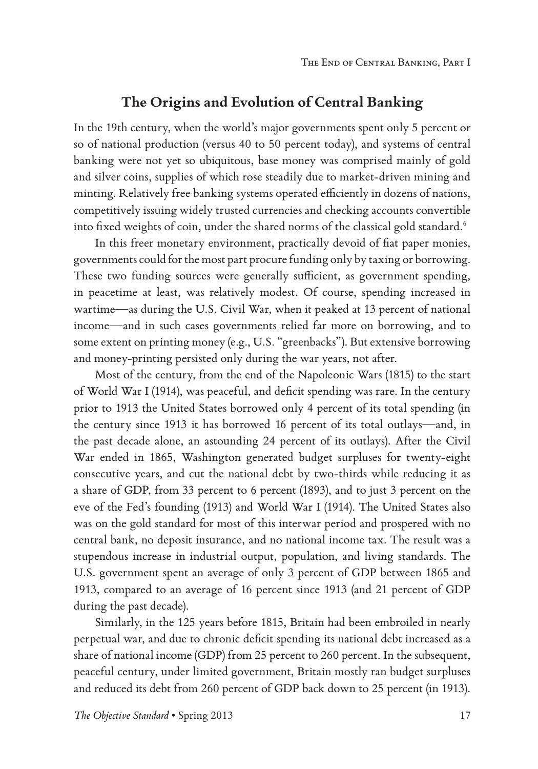## The Origins and Evolution of Central Banking

In the 19th century, when the world's major governments spent only 5 percent or so of national production (versus 40 to 50 percent today), and systems of central banking were not yet so ubiquitous, base money was comprised mainly of gold and silver coins, supplies of which rose steadily due to market-driven mining and minting. Relatively free banking systems operated efficiently in dozens of nations, competitively issuing widely trusted currencies and checking accounts convertible into fixed weights of coin, under the shared norms of the classical gold standard.[6]

In this freer monetary environment, practically devoid of fiat paper monies, governments could for the most part procure funding only by taxing or borrowing. These two funding sources were generally sufficient, as government spending, in peacetime at least, was relatively modest. Of course, spending increased in wartime—as during the U.S. Civil War, when it peaked at 13 percent of national income—and in such cases governments relied far more on borrowing, and to some extent on printing money (e.g., U.S. "greenbacks"). But extensive borrowing and money-printing persisted only during the war years, not after.

Most of the century, from the end of the Napoleonic Wars (1815) to the start of World War I (1914), was peaceful, and deficit spending was rare. In the century prior to 1913 the United States borrowed only 4 percent of its total spending (in the century since 1913 it has borrowed 16 percent of its total outlays—and, in the past decade alone, an astounding 24 percent of its outlays). After the Civil War ended in 1865, Washington generated budget surpluses for twenty-eight consecutive years, and cut the national debt by two-thirds while reducing it as a share of GDP, from 33 percent to 6 percent (1893), and to just 3 percent on the eve of the Fed's founding (1913) and World War I (1914). The United States also was on the gold standard for most of this interwar period and prospered with no central bank, no deposit insurance, and no national income tax. The result was a stupendous increase in industrial output, population, and living standards. The U.S. government spent an average of only 3 percent of GDP between 1865 and 1913, compared to an average of 16 percent since 1913 (and 21 percent of GDP during the past decade).

Similarly, in the 125 years before 1815, Britain had been embroiled in nearly perpetual war, and due to chronic deficit spending its national debt increased as a share of national income (GDP) from 25 percent to 260 percent. In the subsequent, peaceful century, under limited government, Britain mostly ran budget surpluses and reduced its debt from 260 percent of GDP back down to 25 percent (in 1913).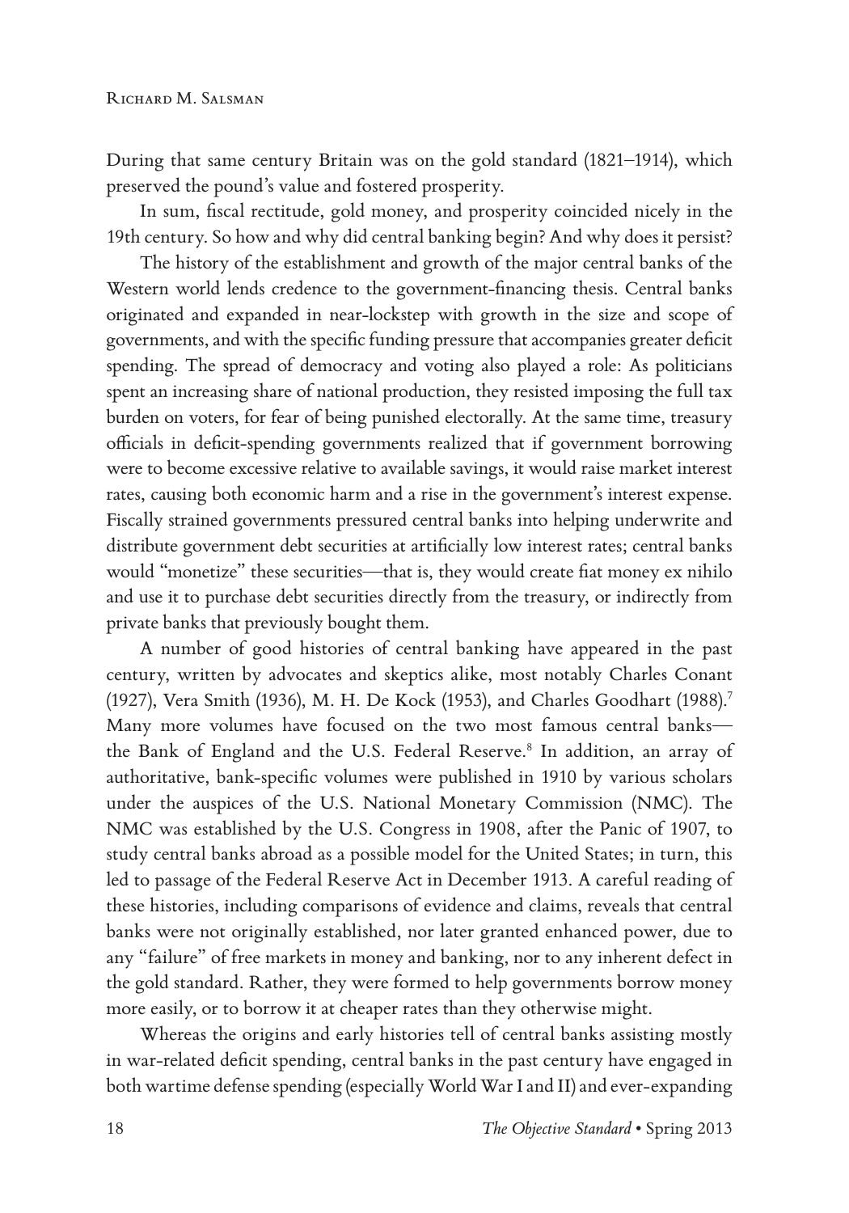During that same century Britain was on the gold standard (1821–1914), which preserved the pound's value and fostered prosperity.

In sum, fiscal rectitude, gold money, and prosperity coincided nicely in the 19th century. So how and why did central banking begin? And why does it persist?

The history of the establishment and growth of the major central banks of the Western world lends credence to the government-financing thesis. Central banks originated and expanded in near-lockstep with growth in the size and scope of governments, and with the specific funding pressure that accompanies greater deficit spending. The spread of democracy and voting also played a role: As politicians spent an increasing share of national production, they resisted imposing the full tax burden on voters, for fear of being punished electorally. At the same time, treasury officials in deficit-spending governments realized that if government borrowing were to become excessive relative to available savings, it would raise market interest rates, causing both economic harm and a rise in the government's interest expense. Fiscally strained governments pressured central banks into helping underwrite and distribute government debt securities at artificially low interest rates; central banks would "monetize" these securities—that is, they would create fiat money ex nihilo and use it to purchase debt securities directly from the treasury, or indirectly from private banks that previously bought them.

A number of good histories of central banking have appeared in the past century, written by advocates and skeptics alike, most notably Charles Conant (1927), Vera Smith (1936), M. H. De Kock (1953), and Charles Goodhart (1988).[7] Many more volumes have focused on the two most famous central banks—the Bank of England and the U.S. Federal Reserve.[8] In addition, an array of authoritative, bank-specific volumes were published in 1910 by various scholars under the auspices of the U.S. National Monetary Commission (NMC). The NMC was established by the U.S. Congress in 1908, after the Panic of 1907, to study central banks abroad as a possible model for the United States; in turn, this led to passage of the Federal Reserve Act in December 1913. A careful reading of these histories, including comparisons of evidence and claims, reveals that central banks were not originally established, nor later granted enhanced power, due to any "failure" of free markets in money and banking, nor to any inherent defect in the gold standard. Rather, they were formed to help governments borrow money more easily, or to borrow it at cheaper rates than they otherwise might.

Whereas the origins and early histories tell of central banks assisting mostly in war-related deficit spending, central banks in the past century have engaged in both wartime defense spending (especially World War I and II) and ever-expanding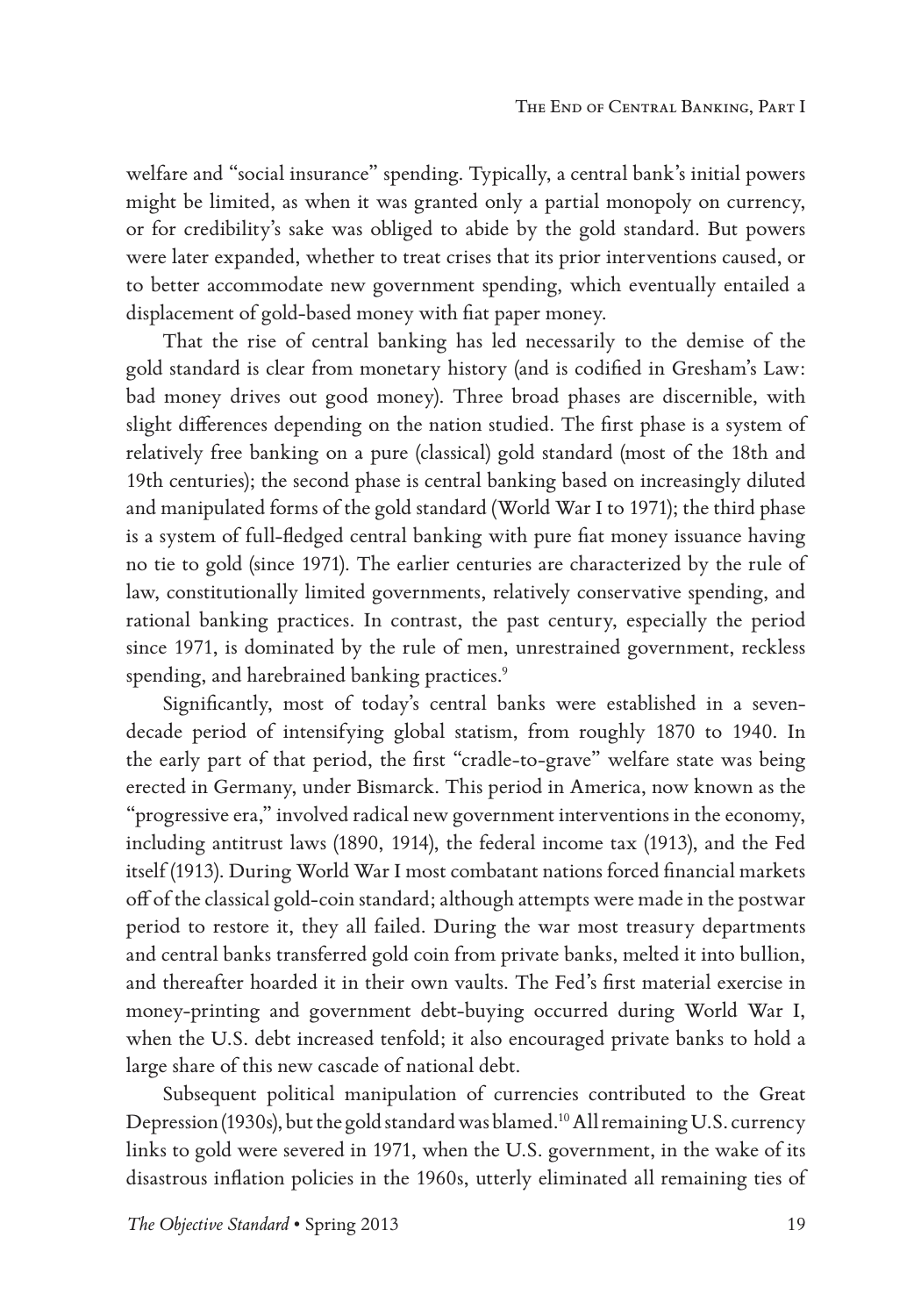welfare and "social insurance" spending. Typically, a central bank's initial powers might be limited, as when it was granted only a partial monopoly on currency, or for credibility's sake was obliged to abide by the gold standard. But powers were later expanded, whether to treat crises that its prior interventions caused, or to better accommodate new government spending, which eventually entailed a displacement of gold-based money with fiat paper money.

That the rise of central banking has led necessarily to the demise of the gold standard is clear from monetary history (and is codified in Gresham's Law: bad money drives out good money). Three broad phases are discernible, with slight differences depending on the nation studied. The first phase is a system of relatively free banking on a pure (classical) gold standard (most of the 18th and 19th centuries); the second phase is central banking based on increasingly diluted and manipulated forms of the gold standard (World War I to 1971); the third phase is a system of full-fledged central banking with pure fiat money issuance having no tie to gold (since 1971). The earlier centuries are characterized by the rule of law, constitutionally limited governments, relatively conservative spending, and rational banking practices. In contrast, the past century, especially the period since 1971, is dominated by the rule of men, unrestrained government, reckless spending, and harebrained banking practices.[9]

Significantly, most of today's central banks were established in a seven-decade period of intensifying global statism, from roughly 1870 to 1940. In the early part of that period, the first "cradle-to-grave" welfare state was being erected in Germany, under Bismarck. This period in America, now known as the "progressive era," involved radical new government interventions in the economy, including antitrust laws (1890, 1914), the federal income tax (1913), and the Fed itself (1913). During World War I most combatant nations forced financial markets off of the classical gold-coin standard; although attempts were made in the postwar period to restore it, they all failed. During the war most treasury departments and central banks transferred gold coin from private banks, melted it into bullion, and thereafter hoarded it in their own vaults. The Fed's first material exercise in money-printing and government debt-buying occurred during World War I, when the U.S. debt increased tenfold; it also encouraged private banks to hold a large share of this new cascade of national debt.

Subsequent political manipulation of currencies contributed to the Great Depression (1930s), but the gold standard was blamed.[10] All remaining U.S. currency links to gold were severed in 1971, when the U.S. government, in the wake of its disastrous inflation policies in the 1960s, utterly eliminated all remaining ties of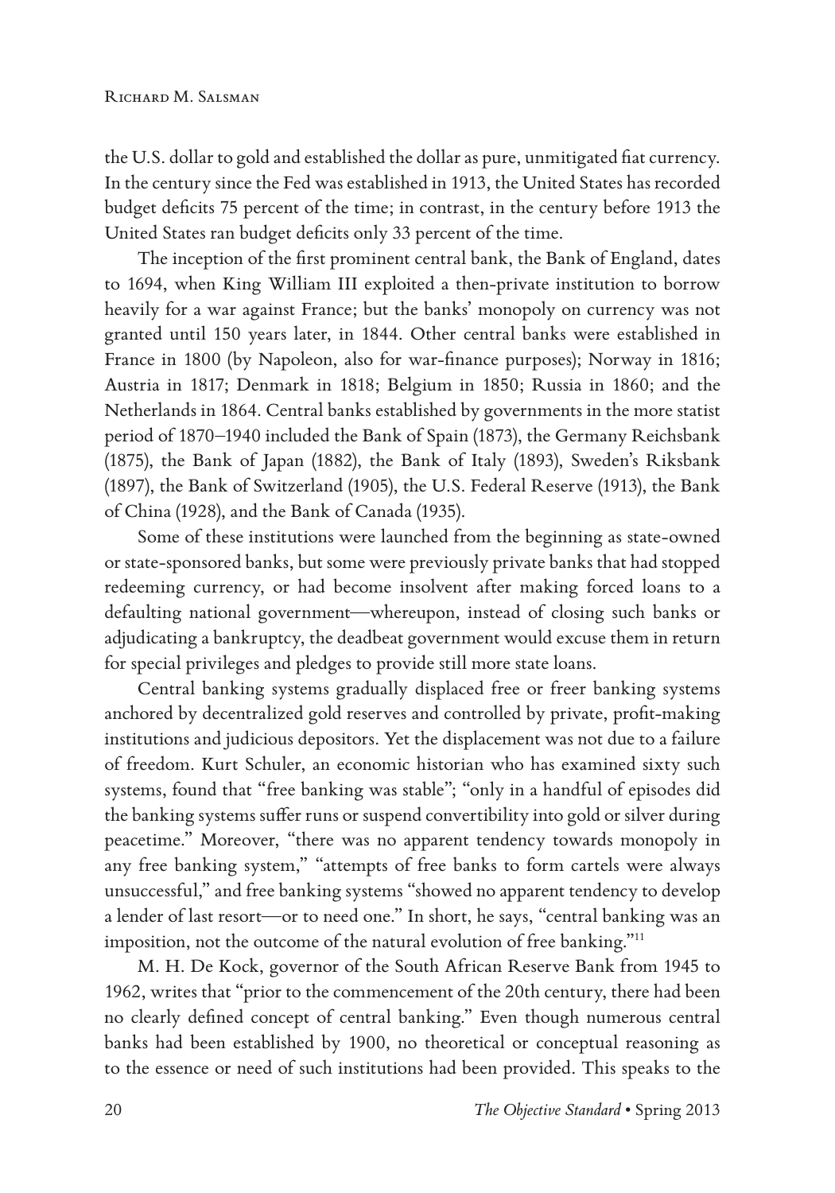the U.S. dollar to gold and established the dollar as pure, unmitigated fiat currency. In the century since the Fed was established in 1913, the United States has recorded budget deficits 75 percent of the time; in contrast, in the century before 1913 the United States ran budget deficits only 33 percent of the time.

The inception of the first prominent central bank, the Bank of England, dates to 1694, when King William III exploited a then-private institution to borrow heavily for a war against France; but the banks' monopoly on currency was not granted until 150 years later, in 1844. Other central banks were established in France in 1800 (by Napoleon, also for war-finance purposes); Norway in 1816; Austria in 1817; Denmark in 1818; Belgium in 1850; Russia in 1860; and the Netherlands in 1864. Central banks established by governments in the more statist period of 1870–1940 included the Bank of Spain (1873), the Germany Reichsbank (1875), the Bank of Japan (1882), the Bank of Italy (1893), Sweden's Riksbank (1897), the Bank of Switzerland (1905), the U.S. Federal Reserve (1913), the Bank of China (1928), and the Bank of Canada (1935).

Some of these institutions were launched from the beginning as state-owned or state-sponsored banks, but some were previously private banks that had stopped redeeming currency, or had become insolvent after making forced loans to a defaulting national government—whereupon, instead of closing such banks or adjudicating a bankruptcy, the deadbeat government would excuse them in return for special privileges and pledges to provide still more state loans.

Central banking systems gradually displaced free or freer banking systems anchored by decentralized gold reserves and controlled by private, profit-making institutions and judicious depositors. Yet the displacement was not due to a failure of freedom. Kurt Schuler, an economic historian who has examined sixty such systems, found that "free banking was stable"; "only in a handful of episodes did the banking systems suffer runs or suspend convertibility into gold or silver during peacetime." Moreover, "there was no apparent tendency towards monopoly in any free banking system," "attempts of free banks to form cartels were always unsuccessful," and free banking systems "showed no apparent tendency to develop a lender of last resort—or to need one." In short, he says, "central banking was an imposition, not the outcome of the natural evolution of free banking."[11]

M. H. De Kock, governor of the South African Reserve Bank from 1945 to 1962, writes that "prior to the commencement of the 20th century, there had been no clearly defined concept of central banking." Even though numerous central banks had been established by 1900, no theoretical or conceptual reasoning as to the essence or need of such institutions had been provided. This speaks to the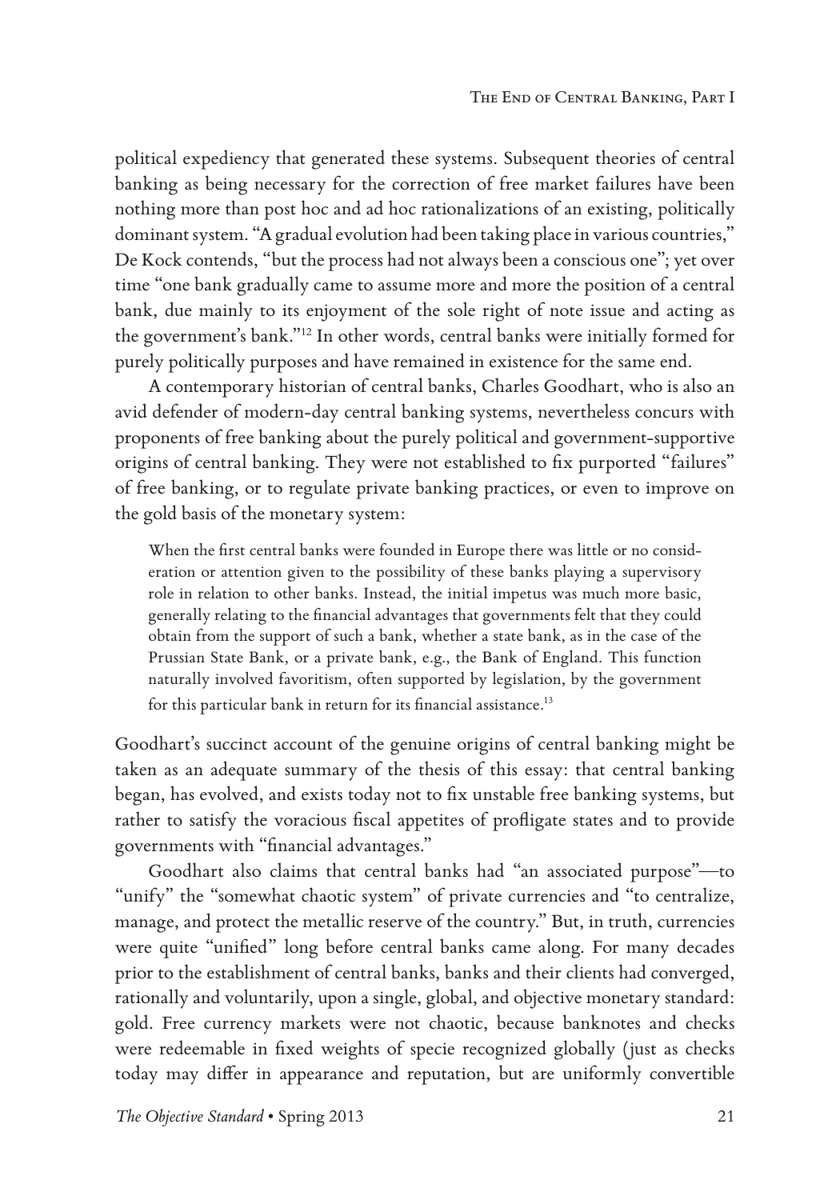political expediency that generated these systems. Subsequent theories of central banking as being necessary for the correction of free market failures have been nothing more than post hoc and ad hoc rationalizations of an existing, politically dominant system. "A gradual evolution had been taking place in various countries," De Kock contends, "but the process had not always been a conscious one"; yet over time "one bank gradually came to assume more and more the position of a central bank, due mainly to its enjoyment of the sole right of note issue and acting as the government's bank."[12] In other words, central banks were initially formed for purely politically purposes and have remained in existence for the same end.

A contemporary historian of central banks, Charles Goodhart, who is also an avid defender of modern-day central banking systems, nevertheless concurs with proponents of free banking about the purely political and government-supportive origins of central banking. They were not established to fix purported "failures" of free banking, or to regulate private banking practices, or even to improve on the gold basis of the monetary system:

> When the first central banks were founded in Europe there was little or no consideration or attention given to the possibility of these banks playing a supervisory role in relation to other banks. Instead, the initial impetus was much more basic, generally relating to the financial advantages that governments felt that they could obtain from the support of such a bank, whether a state bank, as in the case of the Prussian State Bank, or a private bank, e.g., the Bank of England. This function naturally involved favoritism, often supported by legislation, by the government for this particular bank in return for its financial assistance.[13]

Goodhart's succinct account of the genuine origins of central banking might be taken as an adequate summary of the thesis of this essay: that central banking began, has evolved, and exists today not to fix unstable free banking systems, but rather to satisfy the voracious fiscal appetites of profligate states and to provide governments with "financial advantages."

Goodhart also claims that central banks had "an associated purpose"—to "unify" the "somewhat chaotic system" of private currencies and "to centralize, manage, and protect the metallic reserve of the country." But, in truth, currencies were quite "unified" long before central banks came along. For many decades prior to the establishment of central banks, banks and their clients had converged, rationally and voluntarily, upon a single, global, and objective monetary standard: gold. Free currency markets were not chaotic, because banknotes and checks were redeemable in fixed weights of specie recognized globally (just as checks today may differ in appearance and reputation, but are uniformly convertible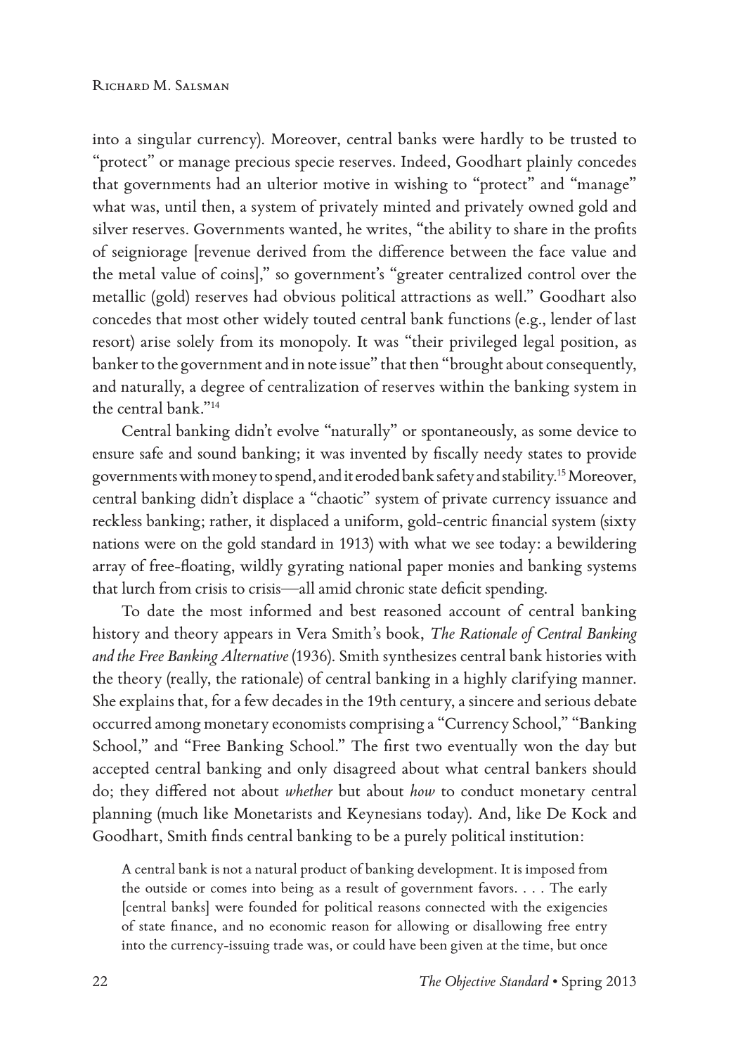into a singular currency). Moreover, central banks were hardly to be trusted to "protect" or manage precious specie reserves. Indeed, Goodhart plainly concedes that governments had an ulterior motive in wishing to "protect" and "manage" what was, until then, a system of privately minted and privately owned gold and silver reserves. Governments wanted, he writes, "the ability to share in the profits of seigniorage [revenue derived from the difference between the face value and the metal value of coins]," so government's "greater centralized control over the metallic (gold) reserves had obvious political attractions as well." Goodhart also concedes that most other widely touted central bank functions (e.g., lender of last resort) arise solely from its monopoly. It was "their privileged legal position, as banker to the government and in note issue" that then "brought about consequently, and naturally, a degree of centralization of reserves within the banking system in the central bank."[14]

Central banking didn't evolve "naturally" or spontaneously, as some device to ensure safe and sound banking; it was invented by fiscally needy states to provide governments with money to spend, and it eroded bank safety and stability.[15] Moreover, central banking didn't displace a "chaotic" system of private currency issuance and reckless banking; rather, it displaced a uniform, gold-centric financial system (sixty nations were on the gold standard in 1913) with what we see today: a bewildering array of free-floating, wildly gyrating national paper monies and banking systems that lurch from crisis to crisis—all amid chronic state deficit spending.

To date the most informed and best reasoned account of central banking history and theory appears in Vera Smith's book, *The Rationale of Central Banking and the Free Banking Alternative* (1936). Smith synthesizes central bank histories with the theory (really, the rationale) of central banking in a highly clarifying manner. She explains that, for a few decades in the 19th century, a sincere and serious debate occurred among monetary economists comprising a "Currency School," "Banking School," and "Free Banking School." The first two eventually won the day but accepted central banking and only disagreed about what central bankers should do; they differed not about *whether* but about *how* to conduct monetary central planning (much like Monetarists and Keynesians today). And, like De Kock and Goodhart, Smith finds central banking to be a purely political institution:

> A central bank is not a natural product of banking development. It is imposed from the outside or comes into being as a result of government favors. . . . The early [central banks] were founded for political reasons connected with the exigencies of state finance, and no economic reason for allowing or disallowing free entry into the currency-issuing trade was, or could have been given at the time, but once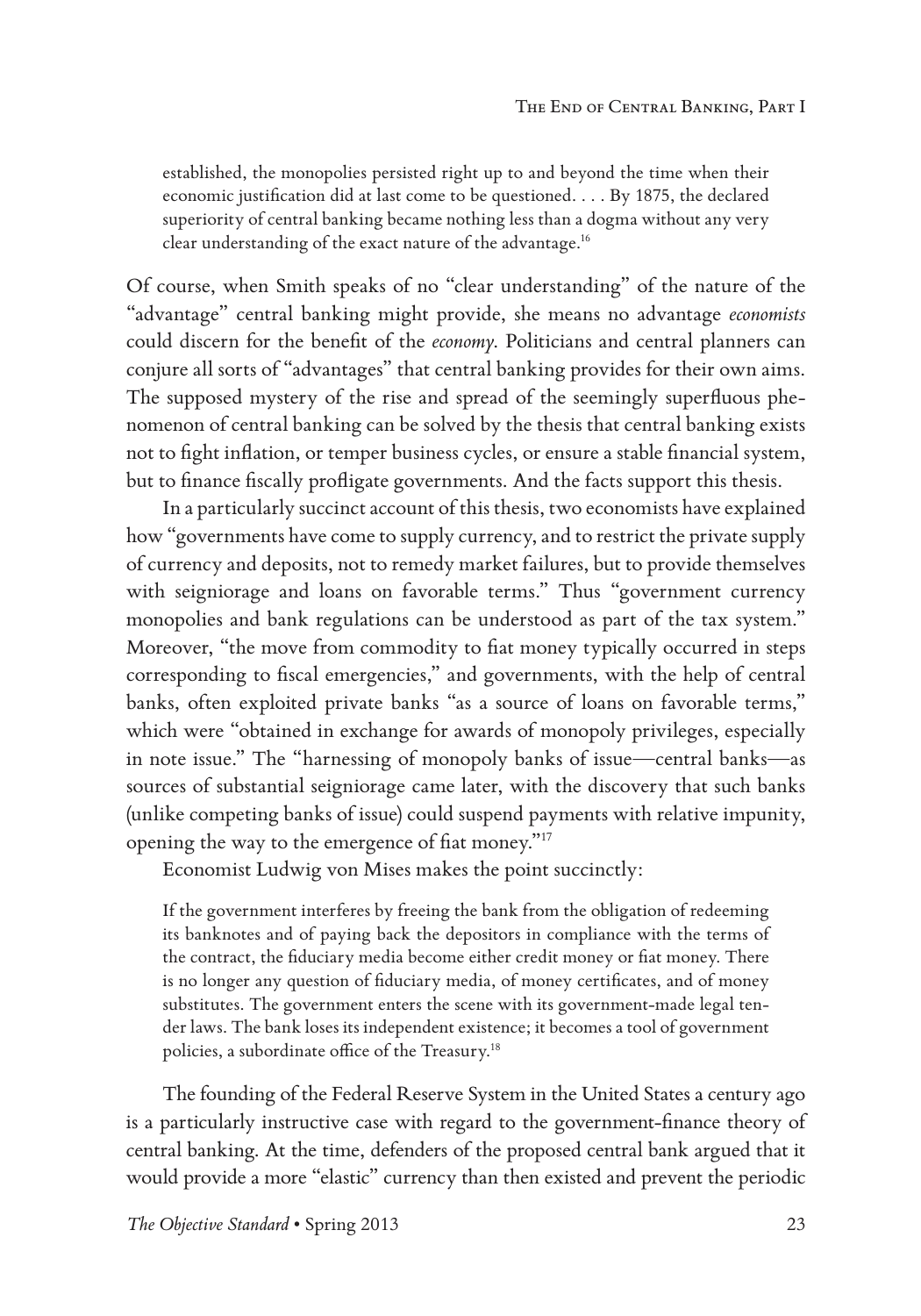> established, the monopolies persisted right up to and beyond the time when their economic justification did at last come to be questioned. . . . By 1875, the declared superiority of central banking became nothing less than a dogma without any very clear understanding of the exact nature of the advantage.[16]

Of course, when Smith speaks of no "clear understanding" of the nature of the "advantage" central banking might provide, she means no advantage *economists* could discern for the benefit of the *economy*. Politicians and central planners can conjure all sorts of "advantages" that central banking provides for their own aims. The supposed mystery of the rise and spread of the seemingly superfluous phenomenon of central banking can be solved by the thesis that central banking exists not to fight inflation, or temper business cycles, or ensure a stable financial system, but to finance fiscally profligate governments. And the facts support this thesis.

In a particularly succinct account of this thesis, two economists have explained how "governments have come to supply currency, and to restrict the private supply of currency and deposits, not to remedy market failures, but to provide themselves with seigniorage and loans on favorable terms." Thus "government currency monopolies and bank regulations can be understood as part of the tax system." Moreover, "the move from commodity to fiat money typically occurred in steps corresponding to fiscal emergencies," and governments, with the help of central banks, often exploited private banks "as a source of loans on favorable terms," which were "obtained in exchange for awards of monopoly privileges, especially in note issue." The "harnessing of monopoly banks of issue—central banks—as sources of substantial seigniorage came later, with the discovery that such banks (unlike competing banks of issue) could suspend payments with relative impunity, opening the way to the emergence of fiat money."[17]

Economist Ludwig von Mises makes the point succinctly:

> If the government interferes by freeing the bank from the obligation of redeeming its banknotes and of paying back the depositors in compliance with the terms of the contract, the fiduciary media become either credit money or fiat money. There is no longer any question of fiduciary media, of money certificates, and of money substitutes. The government enters the scene with its government-made legal tender laws. The bank loses its independent existence; it becomes a tool of government policies, a subordinate office of the Treasury.[18]

The founding of the Federal Reserve System in the United States a century ago is a particularly instructive case with regard to the government-finance theory of central banking. At the time, defenders of the proposed central bank argued that it would provide a more "elastic" currency than then existed and prevent the periodic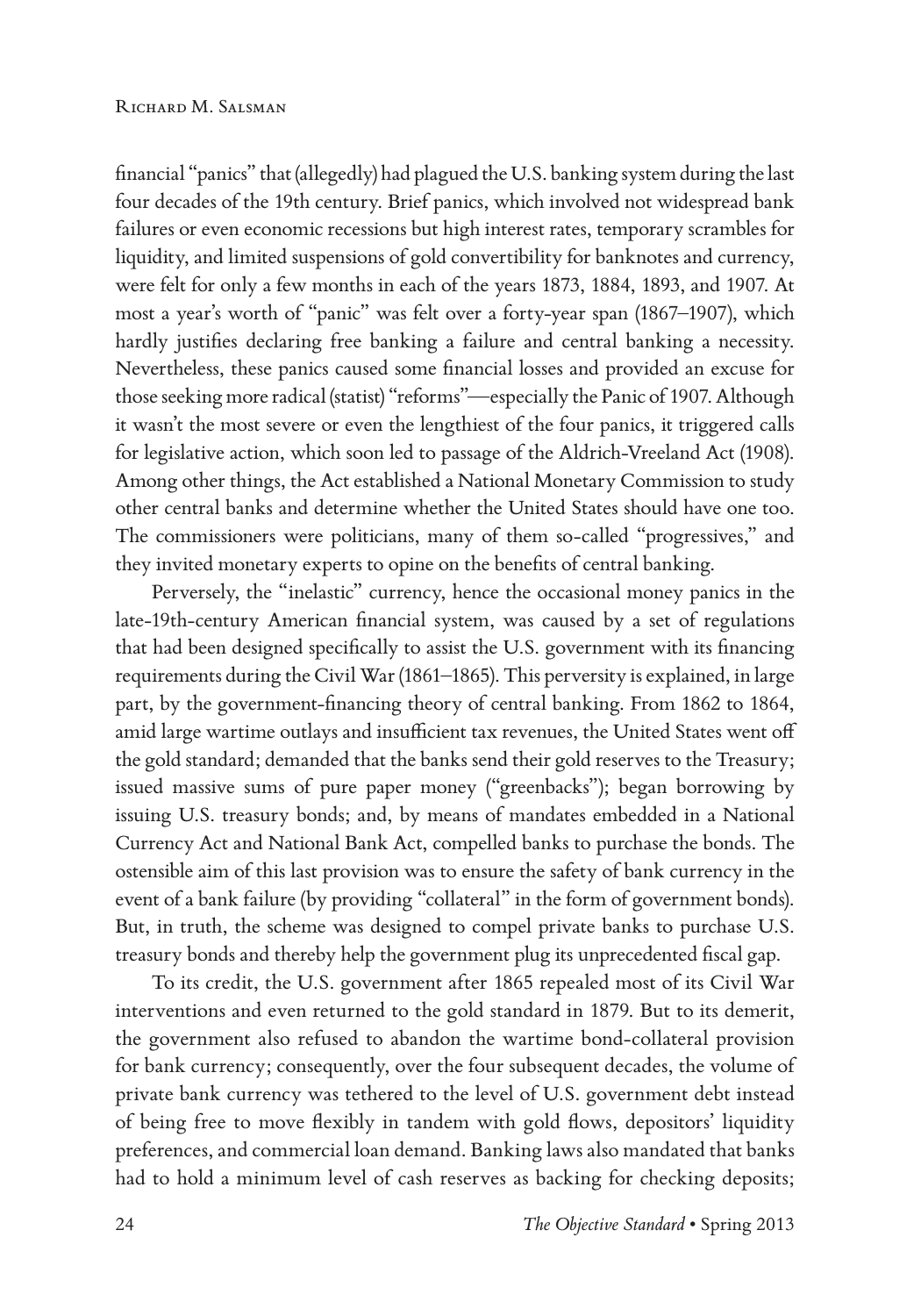financial "panics" that (allegedly) had plagued the U.S. banking system during the last four decades of the 19th century. Brief panics, which involved not widespread bank failures or even economic recessions but high interest rates, temporary scrambles for liquidity, and limited suspensions of gold convertibility for banknotes and currency, were felt for only a few months in each of the years 1873, 1884, 1893, and 1907. At most a year's worth of "panic" was felt over a forty-year span (1867–1907), which hardly justifies declaring free banking a failure and central banking a necessity. Nevertheless, these panics caused some financial losses and provided an excuse for those seeking more radical (statist) "reforms"—especially the Panic of 1907. Although it wasn't the most severe or even the lengthiest of the four panics, it triggered calls for legislative action, which soon led to passage of the Aldrich-Vreeland Act (1908). Among other things, the Act established a National Monetary Commission to study other central banks and determine whether the United States should have one too. The commissioners were politicians, many of them so-called "progressives," and they invited monetary experts to opine on the benefits of central banking.

Perversely, the "inelastic" currency, hence the occasional money panics in the late-19th-century American financial system, was caused by a set of regulations that had been designed specifically to assist the U.S. government with its financing requirements during the Civil War (1861–1865). This perversity is explained, in large part, by the government-financing theory of central banking. From 1862 to 1864, amid large wartime outlays and insufficient tax revenues, the United States went off the gold standard; demanded that the banks send their gold reserves to the Treasury; issued massive sums of pure paper money ("greenbacks"); began borrowing by issuing U.S. treasury bonds; and, by means of mandates embedded in a National Currency Act and National Bank Act, compelled banks to purchase the bonds. The ostensible aim of this last provision was to ensure the safety of bank currency in the event of a bank failure (by providing "collateral" in the form of government bonds). But, in truth, the scheme was designed to compel private banks to purchase U.S. treasury bonds and thereby help the government plug its unprecedented fiscal gap.

To its credit, the U.S. government after 1865 repealed most of its Civil War interventions and even returned to the gold standard in 1879. But to its demerit, the government also refused to abandon the wartime bond-collateral provision for bank currency; consequently, over the four subsequent decades, the volume of private bank currency was tethered to the level of U.S. government debt instead of being free to move flexibly in tandem with gold flows, depositors' liquidity preferences, and commercial loan demand. Banking laws also mandated that banks had to hold a minimum level of cash reserves as backing for checking deposits;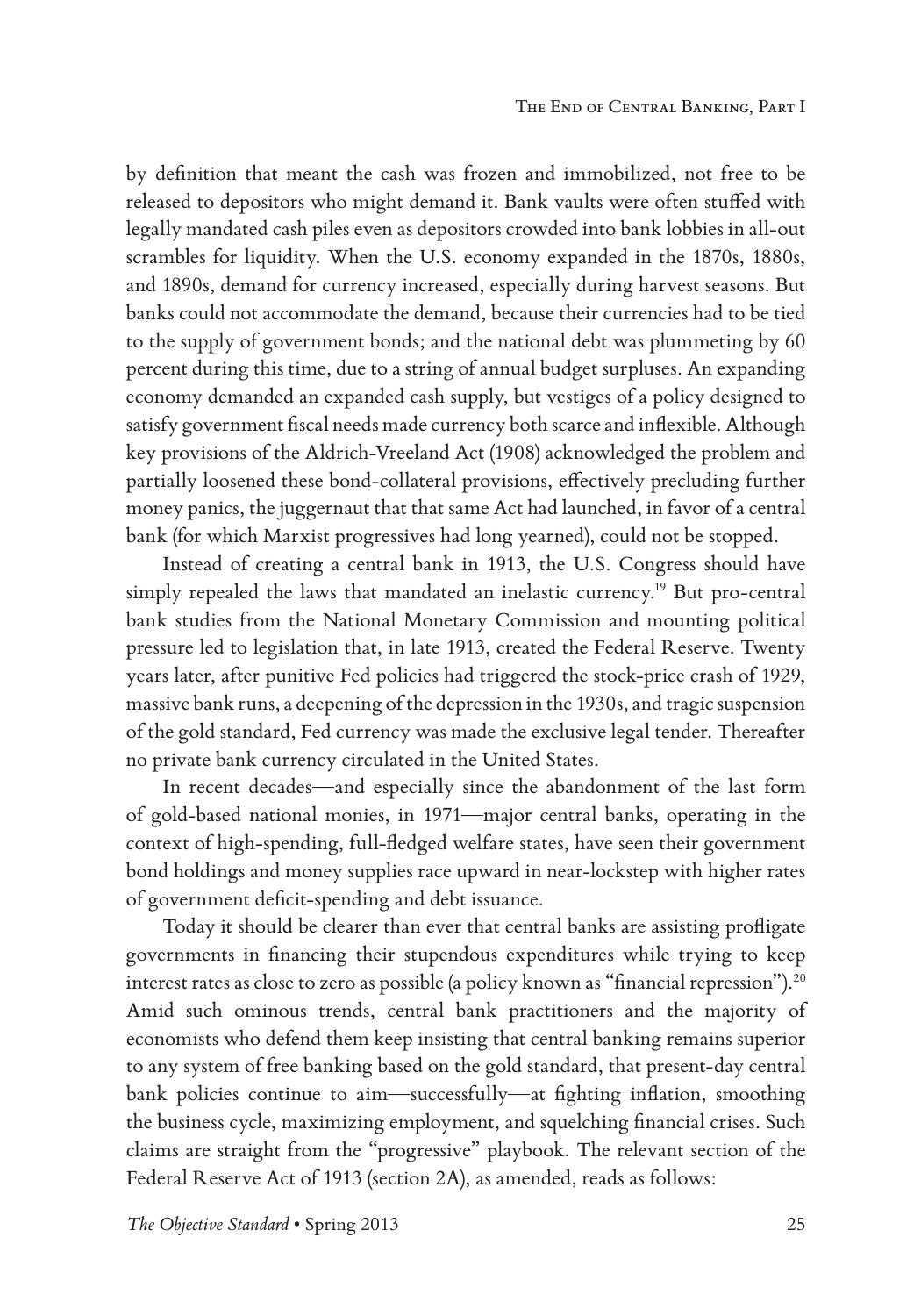by definition that meant the cash was frozen and immobilized, not free to be released to depositors who might demand it. Bank vaults were often stuffed with legally mandated cash piles even as depositors crowded into bank lobbies in all-out scrambles for liquidity. When the U.S. economy expanded in the 1870s, 1880s, and 1890s, demand for currency increased, especially during harvest seasons. But banks could not accommodate the demand, because their currencies had to be tied to the supply of government bonds; and the national debt was plummeting by 60 percent during this time, due to a string of annual budget surpluses. An expanding economy demanded an expanded cash supply, but vestiges of a policy designed to satisfy government fiscal needs made currency both scarce and inflexible. Although key provisions of the Aldrich-Vreeland Act (1908) acknowledged the problem and partially loosened these bond-collateral provisions, effectively precluding further money panics, the juggernaut that that same Act had launched, in favor of a central bank (for which Marxist progressives had long yearned), could not be stopped.

Instead of creating a central bank in 1913, the U.S. Congress should have simply repealed the laws that mandated an inelastic currency.[19] But pro-central bank studies from the National Monetary Commission and mounting political pressure led to legislation that, in late 1913, created the Federal Reserve. Twenty years later, after punitive Fed policies had triggered the stock-price crash of 1929, massive bank runs, a deepening of the depression in the 1930s, and tragic suspension of the gold standard, Fed currency was made the exclusive legal tender. Thereafter no private bank currency circulated in the United States.

In recent decades—and especially since the abandonment of the last form of gold-based national monies, in 1971—major central banks, operating in the context of high-spending, full-fledged welfare states, have seen their government bond holdings and money supplies race upward in near-lockstep with higher rates of government deficit-spending and debt issuance.

Today it should be clearer than ever that central banks are assisting profligate governments in financing their stupendous expenditures while trying to keep interest rates as close to zero as possible (a policy known as "financial repression").[20] Amid such ominous trends, central bank practitioners and the majority of economists who defend them keep insisting that central banking remains superior to any system of free banking based on the gold standard, that present-day central bank policies continue to aim—successfully—at fighting inflation, smoothing the business cycle, maximizing employment, and squelching financial crises. Such claims are straight from the "progressive" playbook. The relevant section of the Federal Reserve Act of 1913 (section 2A), as amended, reads as follows: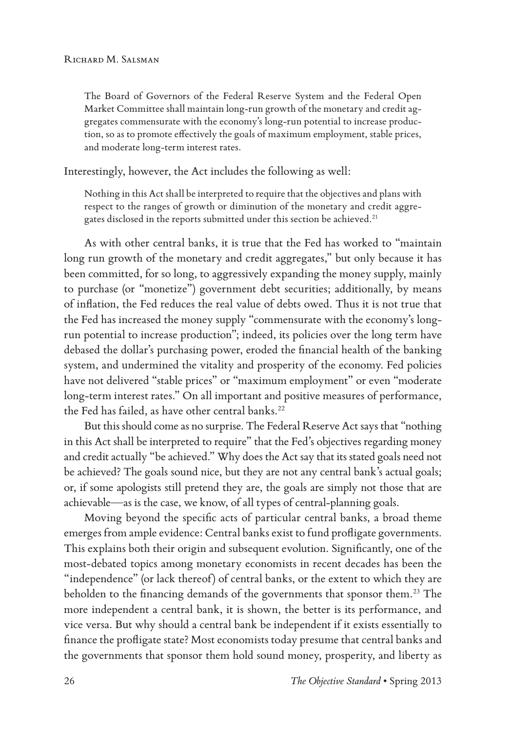> The Board of Governors of the Federal Reserve System and the Federal Open Market Committee shall maintain long-run growth of the monetary and credit aggregates commensurate with the economy's long-run potential to increase production, so as to promote effectively the goals of maximum employment, stable prices, and moderate long-term interest rates.

Interestingly, however, the Act includes the following as well:

> Nothing in this Act shall be interpreted to require that the objectives and plans with respect to the ranges of growth or diminution of the monetary and credit aggregates disclosed in the reports submitted under this section be achieved.[21]

As with other central banks, it is true that the Fed has worked to "maintain long run growth of the monetary and credit aggregates," but only because it has been committed, for so long, to aggressively expanding the money supply, mainly to purchase (or "monetize") government debt securities; additionally, by means of inflation, the Fed reduces the real value of debts owed. Thus it is not true that the Fed has increased the money supply "commensurate with the economy's long-run potential to increase production"; indeed, its policies over the long term have debased the dollar's purchasing power, eroded the financial health of the banking system, and undermined the vitality and prosperity of the economy. Fed policies have not delivered "stable prices" or "maximum employment" or even "moderate long-term interest rates." On all important and positive measures of performance, the Fed has failed, as have other central banks.[22]

But this should come as no surprise. The Federal Reserve Act says that "nothing in this Act shall be interpreted to require" that the Fed's objectives regarding money and credit actually "be achieved." Why does the Act say that its stated goals need not be achieved? The goals sound nice, but they are not any central bank's actual goals; or, if some apologists still pretend they are, the goals are simply not those that are achievable—as is the case, we know, of all types of central-planning goals.

Moving beyond the specific acts of particular central banks, a broad theme emerges from ample evidence: Central banks exist to fund profligate governments. This explains both their origin and subsequent evolution. Significantly, one of the most-debated topics among monetary economists in recent decades has been the "independence" (or lack thereof) of central banks, or the extent to which they are beholden to the financing demands of the governments that sponsor them.[23] The more independent a central bank, it is shown, the better is its performance, and vice versa. But why should a central bank be independent if it exists essentially to finance the profligate state? Most economists today presume that central banks and the governments that sponsor them hold sound money, prosperity, and liberty as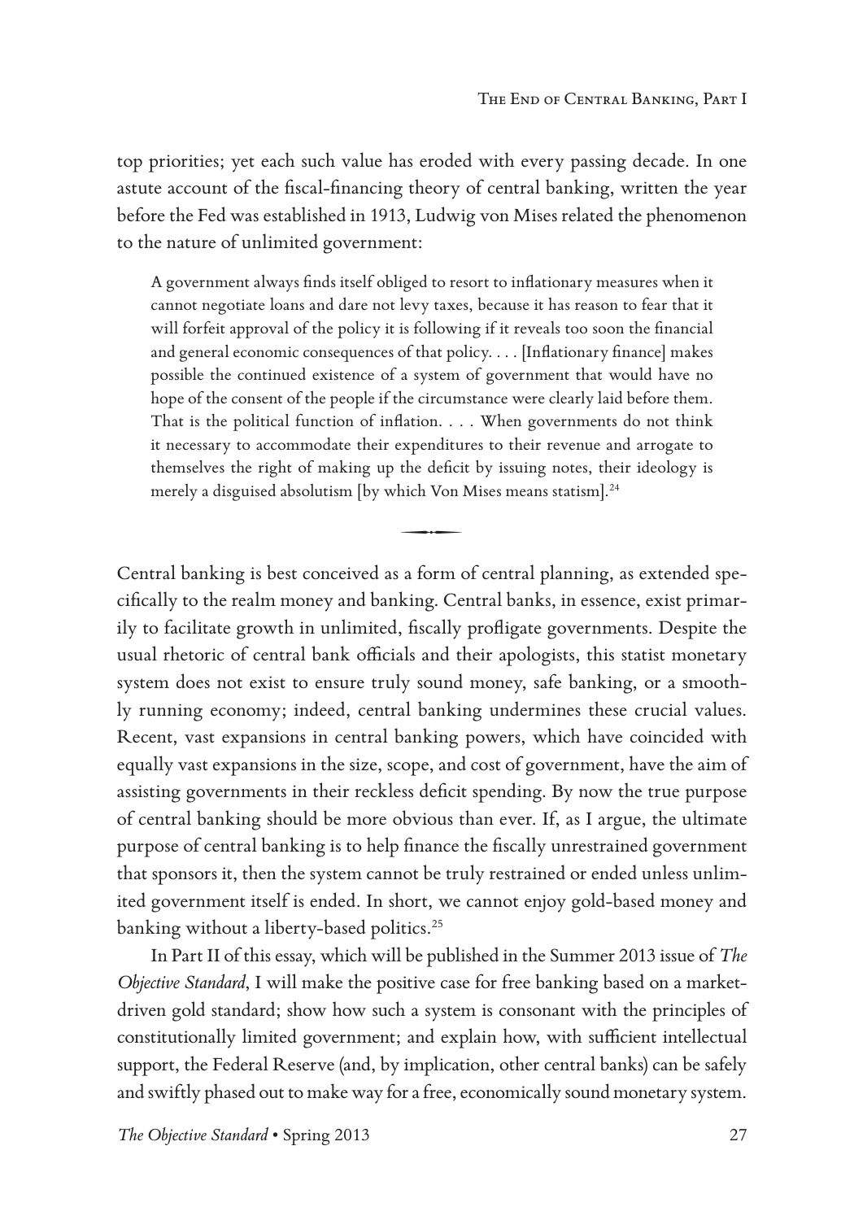top priorities; yet each such value has eroded with every passing decade. In one astute account of the fiscal-financing theory of central banking, written the year before the Fed was established in 1913, Ludwig von Mises related the phenomenon to the nature of unlimited government:

> A government always finds itself obliged to resort to inflationary measures when it cannot negotiate loans and dare not levy taxes, because it has reason to fear that it will forfeit approval of the policy it is following if it reveals too soon the financial and general economic consequences of that policy. . . . [Inflationary finance] makes possible the continued existence of a system of government that would have no hope of the consent of the people if the circumstance were clearly laid before them. That is the political function of inflation. . . . When governments do not think it necessary to accommodate their expenditures to their revenue and arrogate to themselves the right of making up the deficit by issuing notes, their ideology is merely a disguised absolutism [by which Von Mises means statism].[24]

---

Central banking is best conceived as a form of central planning, as extended specifically to the realm money and banking. Central banks, in essence, exist primarily to facilitate growth in unlimited, fiscally profligate governments. Despite the usual rhetoric of central bank officials and their apologists, this statist monetary system does not exist to ensure truly sound money, safe banking, or a smoothly running economy; indeed, central banking undermines these crucial values. Recent, vast expansions in central banking powers, which have coincided with equally vast expansions in the size, scope, and cost of government, have the aim of assisting governments in their reckless deficit spending. By now the true purpose of central banking should be more obvious than ever. If, as I argue, the ultimate purpose of central banking is to help finance the fiscally unrestrained government that sponsors it, then the system cannot be truly restrained or ended unless unlimited government itself is ended. In short, we cannot enjoy gold-based money and banking without a liberty-based politics.[25]

In Part II of this essay, which will be published in the Summer 2013 issue of *The Objective Standard*, I will make the positive case for free banking based on a market-driven gold standard; show how such a system is consonant with the principles of constitutionally limited government; and explain how, with sufficient intellectual support, the Federal Reserve (and, by implication, other central banks) can be safely and swiftly phased out to make way for a free, economically sound monetary system.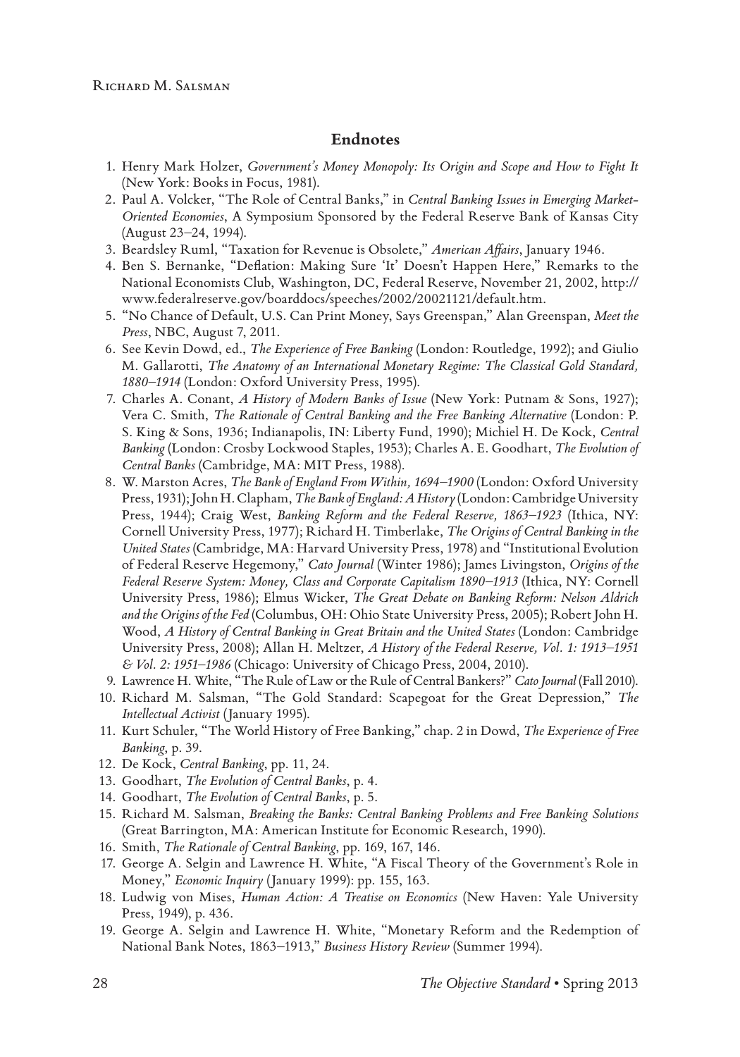## Endnotes

1. Henry Mark Holzer, *Government's Money Monopoly: Its Origin and Scope and How to Fight It* (New York: Books in Focus, 1981).
2. Paul A. Volcker, "The Role of Central Banks," in *Central Banking Issues in Emerging Market-Oriented Economies*, A Symposium Sponsored by the Federal Reserve Bank of Kansas City (August 23–24, 1994).
3. Beardsley Ruml, "Taxation for Revenue is Obsolete," *American Affairs*, January 1946.
4. Ben S. Bernanke, "Deflation: Making Sure 'It' Doesn't Happen Here," Remarks to the National Economists Club, Washington, DC, Federal Reserve, November 21, 2002, http://www.federalreserve.gov/boarddocs/speeches/2002/20021121/default.htm.
5. "No Chance of Default, U.S. Can Print Money, Says Greenspan," Alan Greenspan, *Meet the Press*, NBC, August 7, 2011.
6. See Kevin Dowd, ed., *The Experience of Free Banking* (London: Routledge, 1992); and Giulio M. Gallarotti, *The Anatomy of an International Monetary Regime: The Classical Gold Standard, 1880–1914* (London: Oxford University Press, 1995).
7. Charles A. Conant, *A History of Modern Banks of Issue* (New York: Putnam & Sons, 1927); Vera C. Smith, *The Rationale of Central Banking and the Free Banking Alternative* (London: P. S. King & Sons, 1936; Indianapolis, IN: Liberty Fund, 1990); Michiel H. De Kock, *Central Banking* (London: Crosby Lockwood Staples, 1953); Charles A. E. Goodhart, *The Evolution of Central Banks* (Cambridge, MA: MIT Press, 1988).
8. W. Marston Acres, *The Bank of England From Within, 1694–1900* (London: Oxford University Press, 1931); John H. Clapham, *The Bank of England: A History* (London: Cambridge University Press, 1944); Craig West, *Banking Reform and the Federal Reserve, 1863–1923* (Ithica, NY: Cornell University Press, 1977); Richard H. Timberlake, *The Origins of Central Banking in the United States* (Cambridge, MA: Harvard University Press, 1978) and "Institutional Evolution of Federal Reserve Hegemony," *Cato Journal* (Winter 1986); James Livingston, *Origins of the Federal Reserve System: Money, Class and Corporate Capitalism 1890–1913* (Ithica, NY: Cornell University Press, 1986); Elmus Wicker, *The Great Debate on Banking Reform: Nelson Aldrich and the Origins of the Fed* (Columbus, OH: Ohio State University Press, 2005); Robert John H. Wood, *A History of Central Banking in Great Britain and the United States* (London: Cambridge University Press, 2008); Allan H. Meltzer, *A History of the Federal Reserve, Vol. 1: 1913–1951 & Vol. 2: 1951–1986* (Chicago: University of Chicago Press, 2004, 2010).
9. Lawrence H. White, "The Rule of Law or the Rule of Central Bankers?" *Cato Journal* (Fall 2010).
10. Richard M. Salsman, "The Gold Standard: Scapegoat for the Great Depression," *The Intellectual Activist* (January 1995).
11. Kurt Schuler, "The World History of Free Banking," chap. 2 in Dowd, *The Experience of Free Banking*, p. 39.
12. De Kock, *Central Banking*, pp. 11, 24.
13. Goodhart, *The Evolution of Central Banks*, p. 4.
14. Goodhart, *The Evolution of Central Banks*, p. 5.
15. Richard M. Salsman, *Breaking the Banks: Central Banking Problems and Free Banking Solutions* (Great Barrington, MA: American Institute for Economic Research, 1990).
16. Smith, *The Rationale of Central Banking*, pp. 169, 167, 146.
17. George A. Selgin and Lawrence H. White, "A Fiscal Theory of the Government's Role in Money," *Economic Inquiry* (January 1999): pp. 155, 163.
18. Ludwig von Mises, *Human Action: A Treatise on Economics* (New Haven: Yale University Press, 1949), p. 436.
19. George A. Selgin and Lawrence H. White, "Monetary Reform and the Redemption of National Bank Notes, 1863–1913," *Business History Review* (Summer 1994).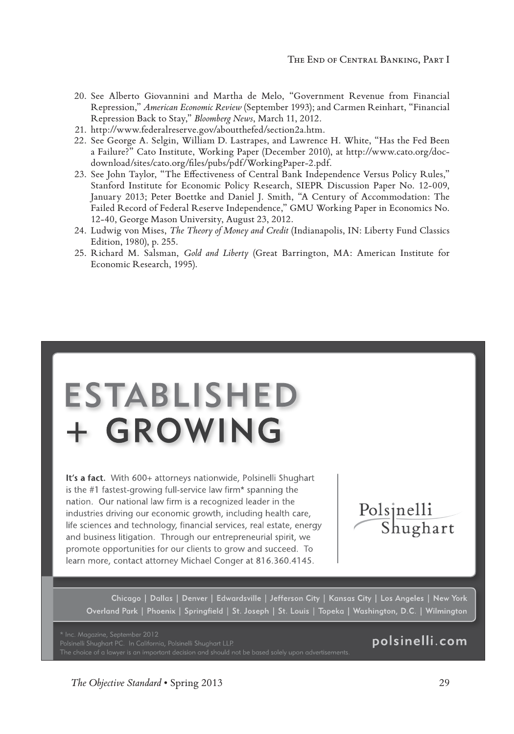20. See Alberto Giovannini and Martha de Melo, "Government Revenue from Financial Repression," *American Economic Review* (September 1993); and Carmen Reinhart, "Financial Repression Back to Stay," *Bloomberg News*, March 11, 2012.
21. http://www.federalreserve.gov/aboutthefed/section2a.htm.
22. See George A. Selgin, William D. Lastrapes, and Lawrence H. White, "Has the Fed Been a Failure?" Cato Institute, Working Paper (December 2010), at http://www.cato.org/doc-download/sites/cato.org/files/pubs/pdf/WorkingPaper-2.pdf.
23. See John Taylor, "The Effectiveness of Central Bank Independence Versus Policy Rules," Stanford Institute for Economic Policy Research, SIEPR Discussion Paper No. 12-009, January 2013; Peter Boettke and Daniel J. Smith, "A Century of Accommodation: The Failed Record of Federal Reserve Independence," GMU Working Paper in Economics No. 12-40, George Mason University, August 23, 2012.
24. Ludwig von Mises, *The Theory of Money and Credit* (Indianapolis, IN: Liberty Fund Classics Edition, 1980), p. 255.
25. Richard M. Salsman, *Gold and Liberty* (Great Barrington, MA: American Institute for Economic Research, 1995).

# ESTABLISHED + GROWING

**It's a fact.** With 600+ attorneys nationwide, Polsinelli Shughart is the #1 fastest-growing full-service law firm* spanning the nation. Our national law firm is a recognized leader in the industries driving our economic growth, including health care, life sciences and technology, financial services, real estate, energy and business litigation. Through our entrepreneurial spirit, we promote opportunities for our clients to grow and succeed. To learn more, contact attorney Michael Conger at 816.360.4145.

Polsinelli Shughart

Chicago | Dallas | Denver | Edwardsville | Jefferson City | Kansas City | Los Angeles | New York
Overland Park | Phoenix | Springfield | St. Joseph | St. Louis | Topeka | Washington, D.C. | Wilmington

\* Inc. Magazine, September 2012
Polsinelli Shughart PC. In California, Polsinelli Shughart LLP.
The choice of a lawyer is an important decision and should not be based solely upon advertisements.

polsinelli.com